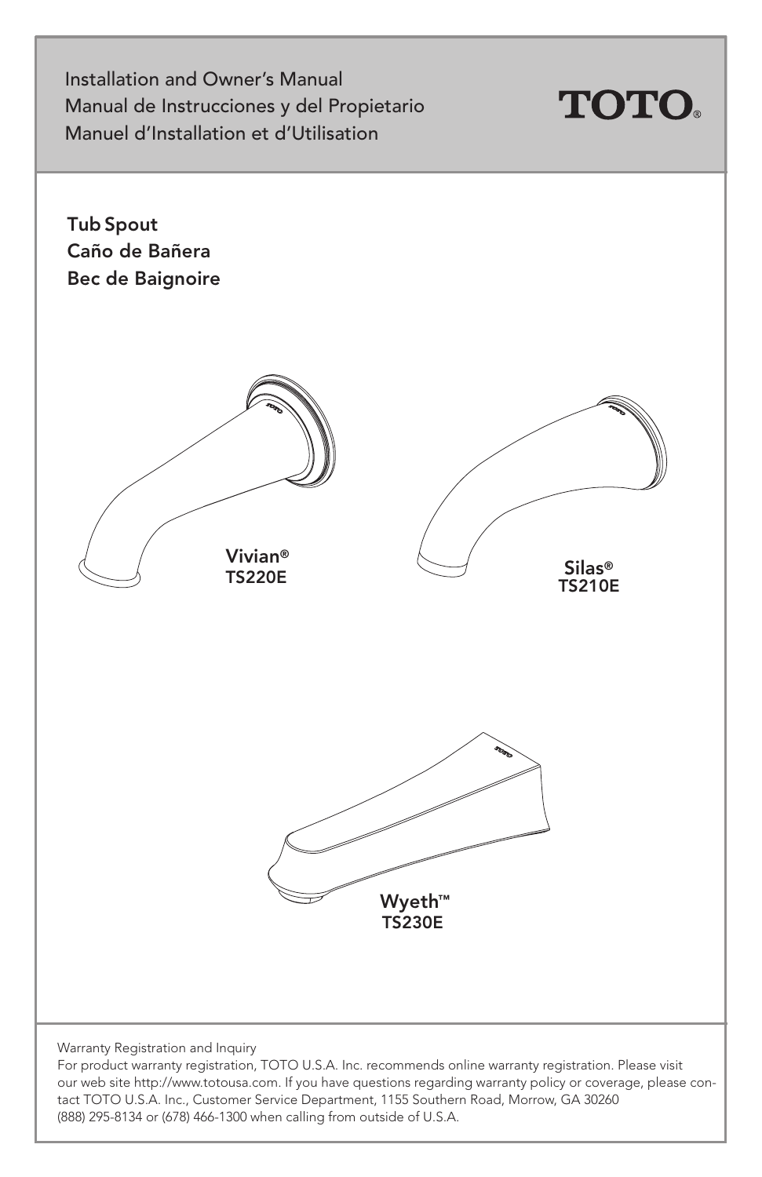Installation and Owner's Manual
Manual de Instrucciones y del Propietario
Manuel d'Installation et d'Utilisation

TOTO®

# Tub Spout
# Caño de Bañera
# Bec de Baignoire

**Vivian®**
**TS220E**

**Silas®**
**TS210E**

**Wyeth™**
**TS230E**

Warranty Registration and Inquiry

For product warranty registration, TOTO U.S.A. Inc. recommends online warranty registration. Please visit our web site http://www.totousa.com. If you have questions regarding warranty policy or coverage, please contact TOTO U.S.A. Inc., Customer Service Department, 1155 Southern Road, Morrow, GA 30260 (888) 295-8134 or (678) 466-1300 when calling from outside of U.S.A.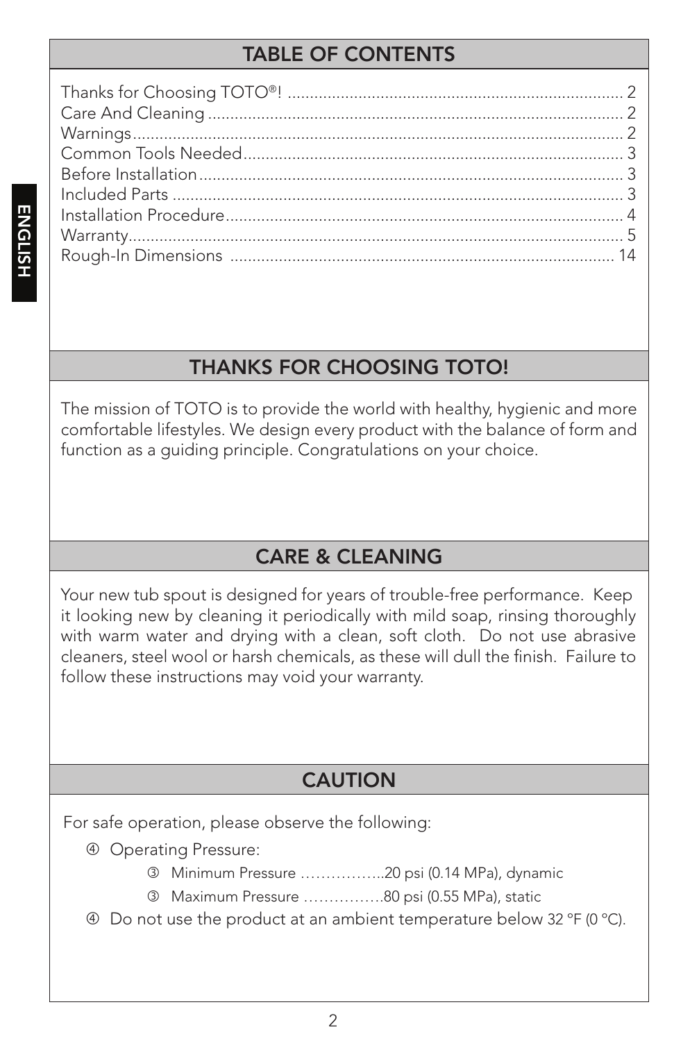## TABLE OF CONTENTS

Thanks for Choosing TOTO®! .......... 2
Care And Cleaning .......... 2
Warnings .......... 2
Common Tools Needed .......... 3
Before Installation .......... 3
Included Parts .......... 3
Installation Procedure .......... 4
Warranty .......... 5
Rough-In Dimensions .......... 14

## THANKS FOR CHOOSING TOTO!

The mission of TOTO is to provide the world with healthy, hygienic and more comfortable lifestyles. We design every product with the balance of form and function as a guiding principle. Congratulations on your choice.

## CARE & CLEANING

Your new tub spout is designed for years of trouble-free performance. Keep it looking new by cleaning it periodically with mild soap, rinsing thoroughly with warm water and drying with a clean, soft cloth. Do not use abrasive cleaners, steel wool or harsh chemicals, as these will dull the finish. Failure to follow these instructions may void your warranty.

## CAUTION

For safe operation, please observe the following:

- Operating Pressure:
  - Minimum Pressure ……………..20 psi (0.14 MPa), dynamic
  - Maximum Pressure …………….80 psi (0.55 MPa), static
- Do not use the product at an ambient temperature below 32 °F (0 °C).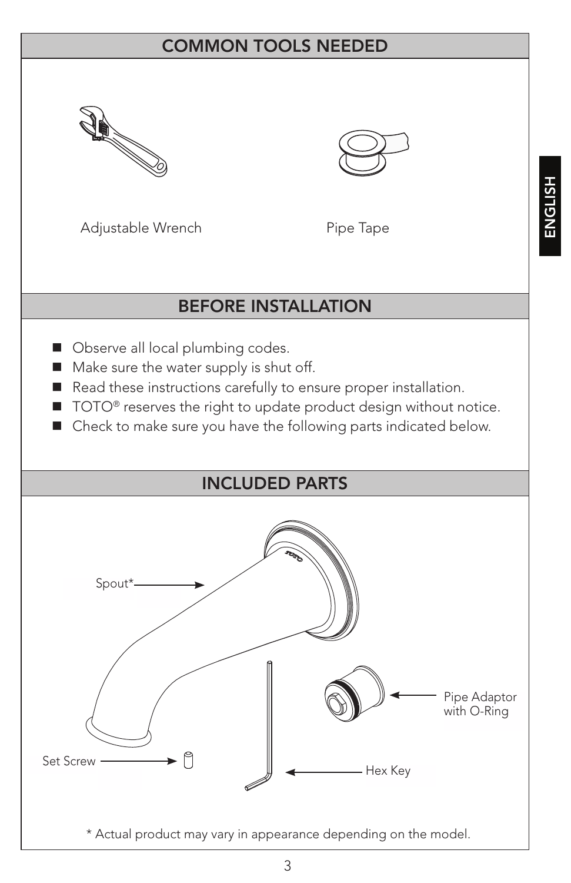## COMMON TOOLS NEEDED

Adjustable Wrench

Pipe Tape

## BEFORE INSTALLATION

- Observe all local plumbing codes.
- Make sure the water supply is shut off.
- Read these instructions carefully to ensure proper installation.
- TOTO® reserves the right to update product design without notice.
- Check to make sure you have the following parts indicated below.

## INCLUDED PARTS

Spout*

Pipe Adaptor with O-Ring

Set Screw

Hex Key

* Actual product may vary in appearance depending on the model.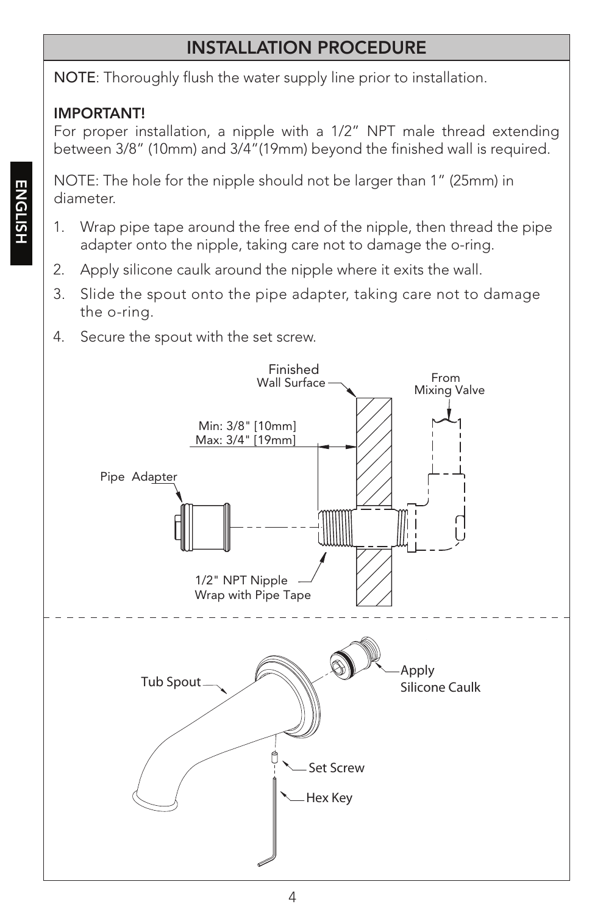## INSTALLATION PROCEDURE

**NOTE**: Thoroughly flush the water supply line prior to installation.

**IMPORTANT!**
For proper installation, a nipple with a 1/2” NPT male thread extending between 3/8” (10mm) and 3/4”(19mm) beyond the finished wall is required.

NOTE: The hole for the nipple should not be larger than 1” (25mm) in diameter.

1. Wrap pipe tape around the free end of the nipple, then thread the pipe adapter onto the nipple, taking care not to damage the o-ring.
2. Apply silicone caulk around the nipple where it exits the wall.
3. Slide the spout onto the pipe adapter, taking care not to damage the o-ring.
4. Secure the spout with the set screw.

Finished Wall Surface

From Mixing Valve

Min: 3/8" [10mm]
Max: 3/4" [19mm]

Pipe Adapter

1/2" NPT Nipple
Wrap with Pipe Tape

Tub Spout

Apply Silicone Caulk

Set Screw

Hex Key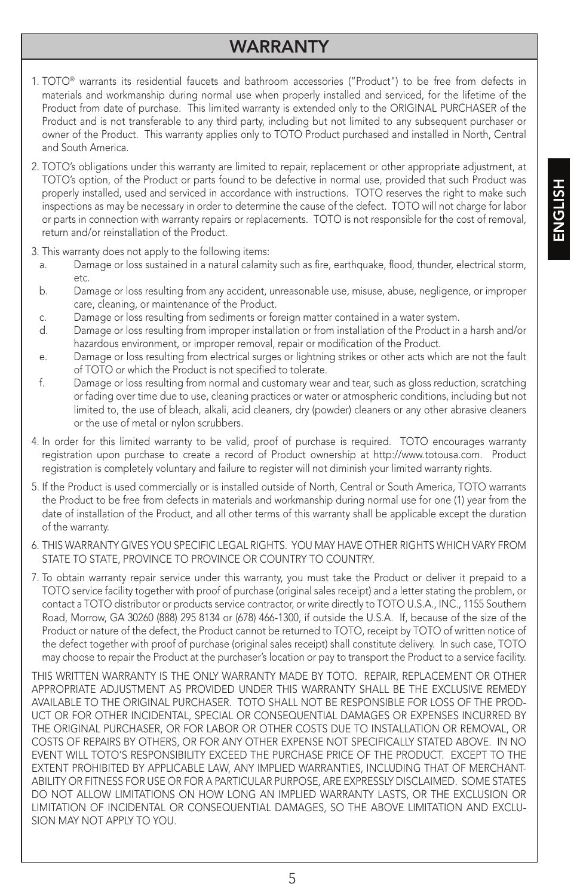# WARRANTY

1. TOTO® warrants its residential faucets and bathroom accessories ("Product") to be free from defects in materials and workmanship during normal use when properly installed and serviced, for the lifetime of the Product from date of purchase. This limited warranty is extended only to the ORIGINAL PURCHASER of the Product and is not transferable to any third party, including but not limited to any subsequent purchaser or owner of the Product. This warranty applies only to TOTO Product purchased and installed in North, Central and South America.

2. TOTO's obligations under this warranty are limited to repair, replacement or other appropriate adjustment, at TOTO's option, of the Product or parts found to be defective in normal use, provided that such Product was properly installed, used and serviced in accordance with instructions. TOTO reserves the right to make such inspections as may be necessary in order to determine the cause of the defect. TOTO will not charge for labor or parts in connection with warranty repairs or replacements. TOTO is not responsible for the cost of removal, return and/or reinstallation of the Product.

3. This warranty does not apply to the following items:
   a. Damage or loss sustained in a natural calamity such as fire, earthquake, flood, thunder, electrical storm, etc.
   b. Damage or loss resulting from any accident, unreasonable use, misuse, abuse, negligence, or improper care, cleaning, or maintenance of the Product.
   c. Damage or loss resulting from sediments or foreign matter contained in a water system.
   d. Damage or loss resulting from improper installation or from installation of the Product in a harsh and/or hazardous environment, or improper removal, repair or modification of the Product.
   e. Damage or loss resulting from electrical surges or lightning strikes or other acts which are not the fault of TOTO or which the Product is not specified to tolerate.
   f. Damage or loss resulting from normal and customary wear and tear, such as gloss reduction, scratching or fading over time due to use, cleaning practices or water or atmospheric conditions, including but not limited to, the use of bleach, alkali, acid cleaners, dry (powder) cleaners or any other abrasive cleaners or the use of metal or nylon scrubbers.

4. In order for this limited warranty to be valid, proof of purchase is required. TOTO encourages warranty registration upon purchase to create a record of Product ownership at http://www.totousa.com. Product registration is completely voluntary and failure to register will not diminish your limited warranty rights.

5. If the Product is used commercially or is installed outside of North, Central or South America, TOTO warrants the Product to be free from defects in materials and workmanship during normal use for one (1) year from the date of installation of the Product, and all other terms of this warranty shall be applicable except the duration of the warranty.

6. THIS WARRANTY GIVES YOU SPECIFIC LEGAL RIGHTS. YOU MAY HAVE OTHER RIGHTS WHICH VARY FROM STATE TO STATE, PROVINCE TO PROVINCE OR COUNTRY TO COUNTRY.

7. To obtain warranty repair service under this warranty, you must take the Product or deliver it prepaid to a TOTO service facility together with proof of purchase (original sales receipt) and a letter stating the problem, or contact a TOTO distributor or products service contractor, or write directly to TOTO U.S.A., INC., 1155 Southern Road, Morrow, GA 30260 (888) 295 8134 or (678) 466-1300, if outside the U.S.A. If, because of the size of the Product or nature of the defect, the Product cannot be returned to TOTO, receipt by TOTO of written notice of the defect together with proof of purchase (original sales receipt) shall constitute delivery. In such case, TOTO may choose to repair the Product at the purchaser's location or pay to transport the Product to a service facility.

THIS WRITTEN WARRANTY IS THE ONLY WARRANTY MADE BY TOTO. REPAIR, REPLACEMENT OR OTHER APPROPRIATE ADJUSTMENT AS PROVIDED UNDER THIS WARRANTY SHALL BE THE EXCLUSIVE REMEDY AVAILABLE TO THE ORIGINAL PURCHASER. TOTO SHALL NOT BE RESPONSIBLE FOR LOSS OF THE PRODUCT OR FOR OTHER INCIDENTAL, SPECIAL OR CONSEQUENTIAL DAMAGES OR EXPENSES INCURRED BY THE ORIGINAL PURCHASER, OR FOR LABOR OR OTHER COSTS DUE TO INSTALLATION OR REMOVAL, OR COSTS OF REPAIRS BY OTHERS, OR FOR ANY OTHER EXPENSE NOT SPECIFICALLY STATED ABOVE. IN NO EVENT WILL TOTO'S RESPONSIBILITY EXCEED THE PURCHASE PRICE OF THE PRODUCT. EXCEPT TO THE EXTENT PROHIBITED BY APPLICABLE LAW, ANY IMPLIED WARRANTIES, INCLUDING THAT OF MERCHANTABILITY OR FITNESS FOR USE OR FOR A PARTICULAR PURPOSE, ARE EXPRESSLY DISCLAIMED. SOME STATES DO NOT ALLOW LIMITATIONS ON HOW LONG AN IMPLIED WARRANTY LASTS, OR THE EXCLUSION OR LIMITATION OF INCIDENTAL OR CONSEQUENTIAL DAMAGES, SO THE ABOVE LIMITATION AND EXCLUSION MAY NOT APPLY TO YOU.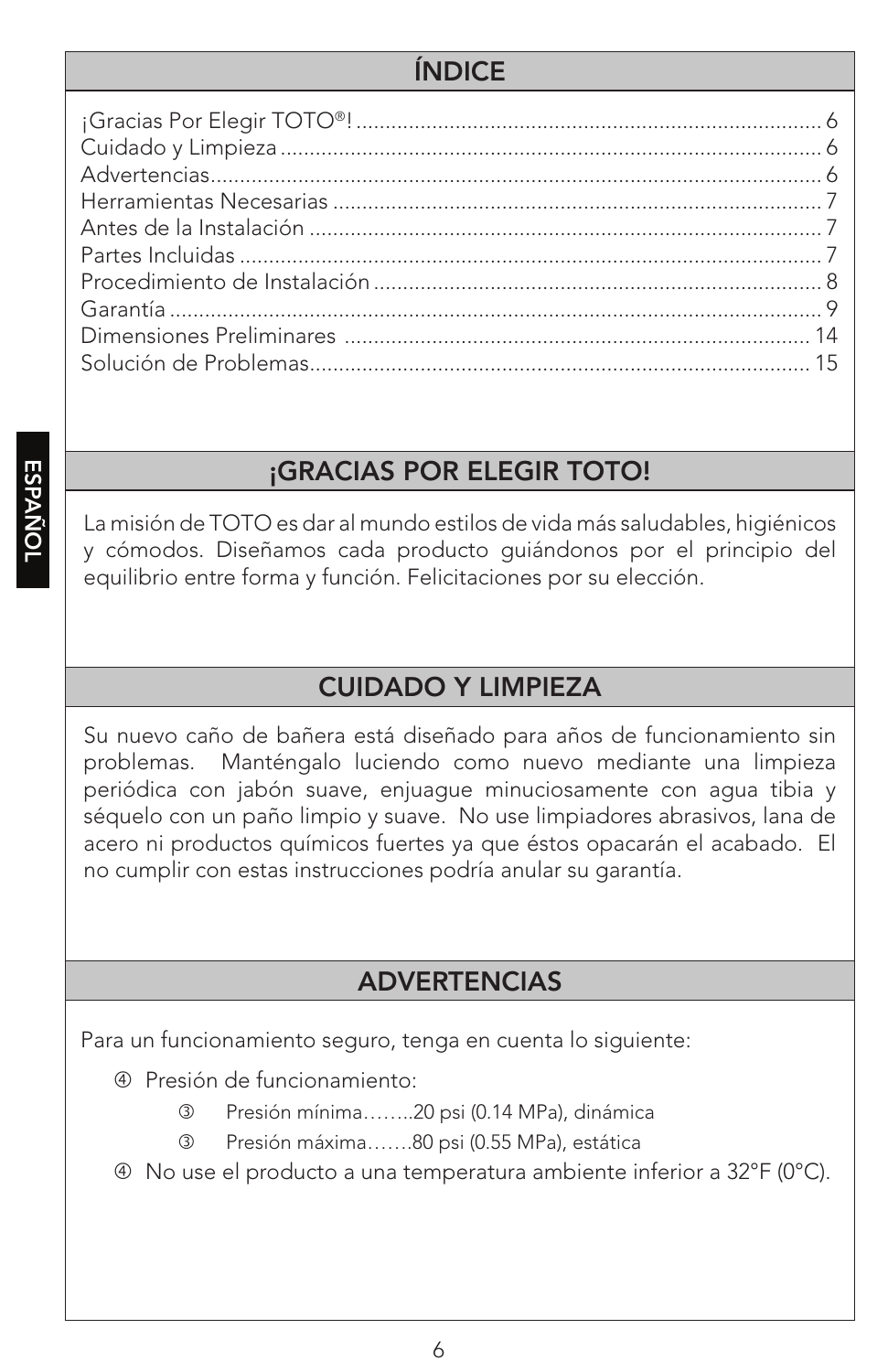## ÍNDICE

¡Gracias Por Elegir TOTO®! ............................................................................... 6
Cuidado y Limpieza ............................................................................................ 6
Advertencias........................................................................................................ 6
Herramientas Necesarias .................................................................................... 7
Antes de la Instalación ........................................................................................ 7
Partes Incluidas .................................................................................................... 7
Procedimiento de Instalación ............................................................................. 8
Garantía ................................................................................................................ 9
Dimensiones Preliminares ................................................................................ 14
Solución de Problemas..................................................................................... 15

## ¡GRACIAS POR ELEGIR TOTO!

La misión de TOTO es dar al mundo estilos de vida más saludables, higiénicos y cómodos. Diseñamos cada producto guiándonos por el principio del equilibrio entre forma y función. Felicitaciones por su elección.

## CUIDADO Y LIMPIEZA

Su nuevo caño de bañera está diseñado para años de funcionamiento sin problemas. Manténgalo luciendo como nuevo mediante una limpieza periódica con jabón suave, enjuague minuciosamente con agua tibia y séquelo con un paño limpio y suave. No use limpiadores abrasivos, lana de acero ni productos químicos fuertes ya que éstos opacarán el acabado. El no cumplir con estas instrucciones podría anular su garantía.

## ADVERTENCIAS

Para un funcionamiento seguro, tenga en cuenta lo siguiente:

- Presión de funcionamiento:
  - Presión mínima……..20 psi (0.14 MPa), dinámica
  - Presión máxima…….80 psi (0.55 MPa), estática
- No use el producto a una temperatura ambiente inferior a 32°F (0°C).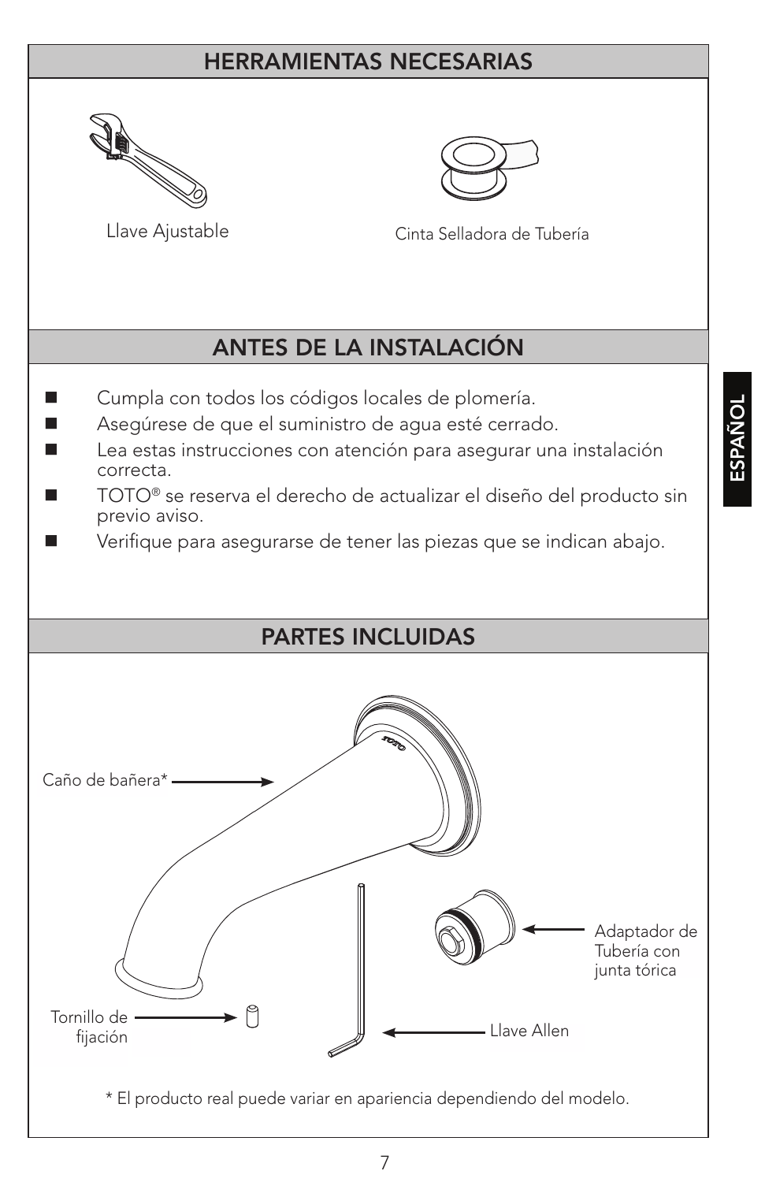## HERRAMIENTAS NECESARIAS

Llave Ajustable

Cinta Selladora de Tubería

## ANTES DE LA INSTALACIÓN

- Cumpla con todos los códigos locales de plomería.
- Asegúrese de que el suministro de agua esté cerrado.
- Lea estas instrucciones con atención para asegurar una instalación correcta.
- TOTO® se reserva el derecho de actualizar el diseño del producto sin previo aviso.
- Verifique para asegurarse de tener las piezas que se indican abajo.

## PARTES INCLUIDAS

Caño de bañera*

Adaptador de Tubería con junta tórica

Tornillo de fijación

Llave Allen

\* El producto real puede variar en apariencia dependiendo del modelo.

ESPAÑOL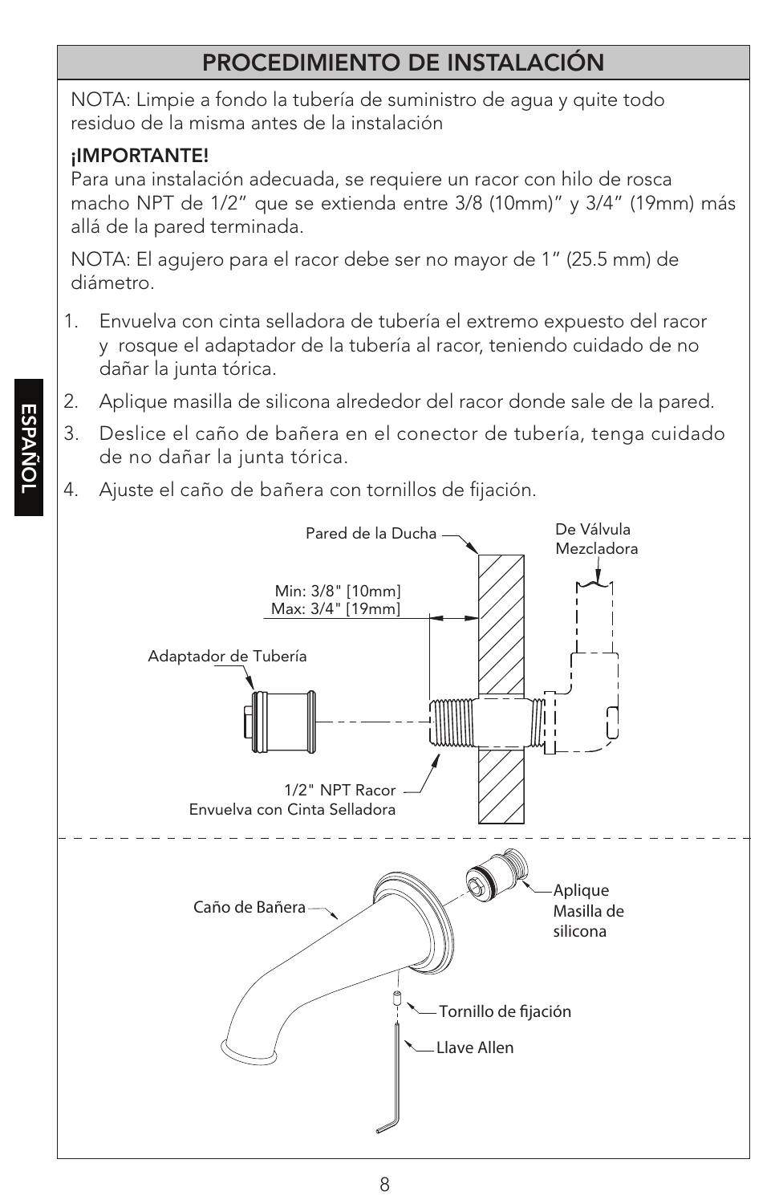## PROCEDIMIENTO DE INSTALACIÓN

NOTA: Limpie a fondo la tubería de suministro de agua y quite todo residuo de la misma antes de la instalación

**¡IMPORTANTE!**
Para una instalación adecuada, se requiere un racor con hilo de rosca macho NPT de 1/2" que se extienda entre 3/8 (10mm)" y 3/4" (19mm) más allá de la pared terminada.

NOTA: El agujero para el racor debe ser no mayor de 1" (25.5 mm) de diámetro.

1. Envuelva con cinta selladora de tubería el extremo expuesto del racor y rosque el adaptador de la tubería al racor, teniendo cuidado de no dañar la junta tórica.
2. Aplique masilla de silicona alrededor del racor donde sale de la pared.
3. Deslice el caño de bañera en el conector de tubería, tenga cuidado de no dañar la junta tórica.
4. Ajuste el caño de bañera con tornillos de fijación.

Pared de la Ducha

De Válvula Mezcladora

Min: 3/8" [10mm]
Max: 3/4" [19mm]

Adaptador de Tubería

1/2" NPT Racor
Envuelva con Cinta Selladora

Caño de Bañera

Aplique Masilla de silicona

Tornillo de fijación

Llave Allen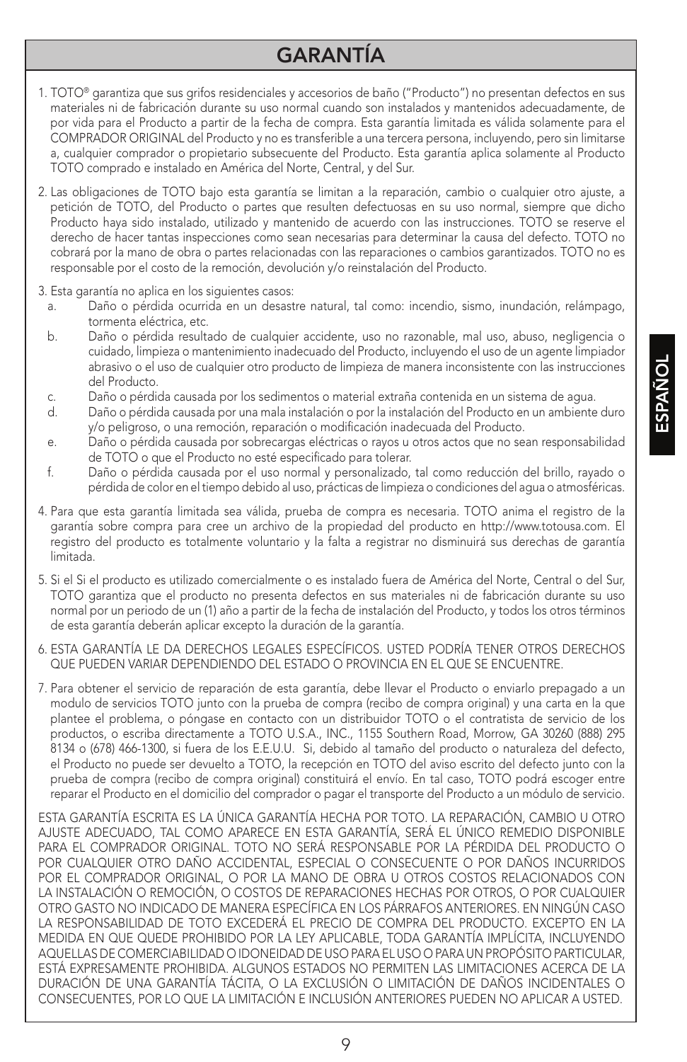# GARANTÍA

1. TOTO® garantiza que sus grifos residenciales y accesorios de baño ("Producto") no presentan defectos en sus materiales ni de fabricación durante su uso normal cuando son instalados y mantenidos adecuadamente, de por vida para el Producto a partir de la fecha de compra. Esta garantía limitada es válida solamente para el COMPRADOR ORIGINAL del Producto y no es transferible a una tercera persona, incluyendo, pero sin limitarse a, cualquier comprador o propietario subsecuente del Producto. Esta garantía aplica solamente al Producto TOTO comprado e instalado en América del Norte, Central, y del Sur.

2. Las obligaciones de TOTO bajo esta garantía se limitan a la reparación, cambio o cualquier otro ajuste, a petición de TOTO, del Producto o partes que resulten defectuosas en su uso normal, siempre que dicho Producto haya sido instalado, utilizado y mantenido de acuerdo con las instrucciones. TOTO se reserve el derecho de hacer tantas inspecciones como sean necesarias para determinar la causa del defecto. TOTO no cobrará por la mano de obra o partes relacionadas con las reparaciones o cambios garantizados. TOTO no es responsable por el costo de la remoción, devolución y/o reinstalación del Producto.

3. Esta garantía no aplica en los siguientes casos:
   a. Daño o pérdida ocurrida en un desastre natural, tal como: incendio, sismo, inundación, relámpago, tormenta eléctrica, etc.
   b. Daño o pérdida resultado de cualquier accidente, uso no razonable, mal uso, abuso, negligencia o cuidado, limpieza o mantenimiento inadecuado del Producto, incluyendo el uso de un agente limpiador abrasivo o el uso de cualquier otro producto de limpieza de manera inconsistente con las instrucciones del Producto.
   c. Daño o pérdida causada por los sedimentos o material extraña contenida en un sistema de agua.
   d. Daño o pérdida causada por una mala instalación o por la instalación del Producto en un ambiente duro y/o peligroso, o una remoción, reparación o modificación inadecuada del Producto.
   e. Daño o pérdida causada por sobrecargas eléctricas o rayos u otros actos que no sean responsabilidad de TOTO o que el Producto no esté especificado para tolerar.
   f. Daño o pérdida causada por el uso normal y personalizado, tal como reducción del brillo, rayado o pérdida de color en el tiempo debido al uso, prácticas de limpieza o condiciones del agua o atmosféricas.

4. Para que esta garantía limitada sea válida, prueba de compra es necesaria. TOTO anima el registro de la garantía sobre compra para cree un archivo de la propiedad del producto en http://www.totousa.com. El registro del producto es totalmente voluntario y la falta a registrar no disminuirá sus derechas de garantía limitada.

5. Si el Si el producto es utilizado comercialmente o es instalado fuera de América del Norte, Central o del Sur, TOTO garantiza que el producto no presenta defectos en sus materiales ni de fabricación durante su uso normal por un periodo de un (1) año a partir de la fecha de instalación del Producto, y todos los otros términos de esta garantía deberán aplicar excepto la duración de la garantía.

6. ESTA GARANTÍA LE DA DERECHOS LEGALES ESPECÍFICOS. USTED PODRÍA TENER OTROS DERECHOS QUE PUEDEN VARIAR DEPENDIENDO DEL ESTADO O PROVINCIA EN EL QUE SE ENCUENTRE.

7. Para obtener el servicio de reparación de esta garantía, debe llevar el Producto o enviarlo prepagado a un modulo de servicios TOTO junto con la prueba de compra (recibo de compra original) y una carta en la que plantee el problema, o póngase en contacto con un distribuidor TOTO o el contratista de servicio de los productos, o escriba directamente a TOTO U.S.A., INC., 1155 Southern Road, Morrow, GA 30260 (888) 295 8134 o (678) 466-1300, si fuera de los E.E.U.U. Si, debido al tamaño del producto o naturaleza del defecto, el Producto no puede ser devuelto a TOTO, la recepción en TOTO del aviso escrito del defecto junto con la prueba de compra (recibo de compra original) constituirá el envío. En tal caso, TOTO podrá escoger entre reparar el Producto en el domicilio del comprador o pagar el transporte del Producto a un módulo de servicio.

ESTA GARANTÍA ESCRITA ES LA ÚNICA GARANTÍA HECHA POR TOTO. LA REPARACIÓN, CAMBIO U OTRO AJUSTE ADECUADO, TAL COMO APARECE EN ESTA GARANTÍA, SERÁ EL ÚNICO REMEDIO DISPONIBLE PARA EL COMPRADOR ORIGINAL. TOTO NO SERÁ RESPONSABLE POR LA PÉRDIDA DEL PRODUCTO O POR CUALQUIER OTRO DAÑO ACCIDENTAL, ESPECIAL O CONSECUENTE O POR DAÑOS INCURRIDOS POR EL COMPRADOR ORIGINAL, O POR LA MANO DE OBRA U OTROS COSTOS RELACIONADOS CON LA INSTALACIÓN O REMOCIÓN, O COSTOS DE REPARACIONES HECHAS POR OTROS, O POR CUALQUIER OTRO GASTO NO INDICADO DE MANERA ESPECÍFICA EN LOS PÁRRAFOS ANTERIORES. EN NINGÚN CASO LA RESPONSABILIDAD DE TOTO EXCEDERÁ EL PRECIO DE COMPRA DEL PRODUCTO. EXCEPTO EN LA MEDIDA EN QUE QUEDE PROHIBIDO POR LA LEY APLICABLE, TODA GARANTÍA IMPLÍCITA, INCLUYENDO AQUELLAS DE COMERCIABILIDAD O IDONEIDAD DE USO PARA EL USO O PARA UN PROPÓSITO PARTICULAR, ESTÁ EXPRESAMENTE PROHIBIDA. ALGUNOS ESTADOS NO PERMITEN LAS LIMITACIONES ACERCA DE LA DURACIÓN DE UNA GARANTÍA TÁCITA, O LA EXCLUSIÓN O LIMITACIÓN DE DAÑOS INCIDENTALES O CONSECUENTES, POR LO QUE LA LIMITACIÓN E INCLUSIÓN ANTERIORES PUEDEN NO APLICAR A USTED.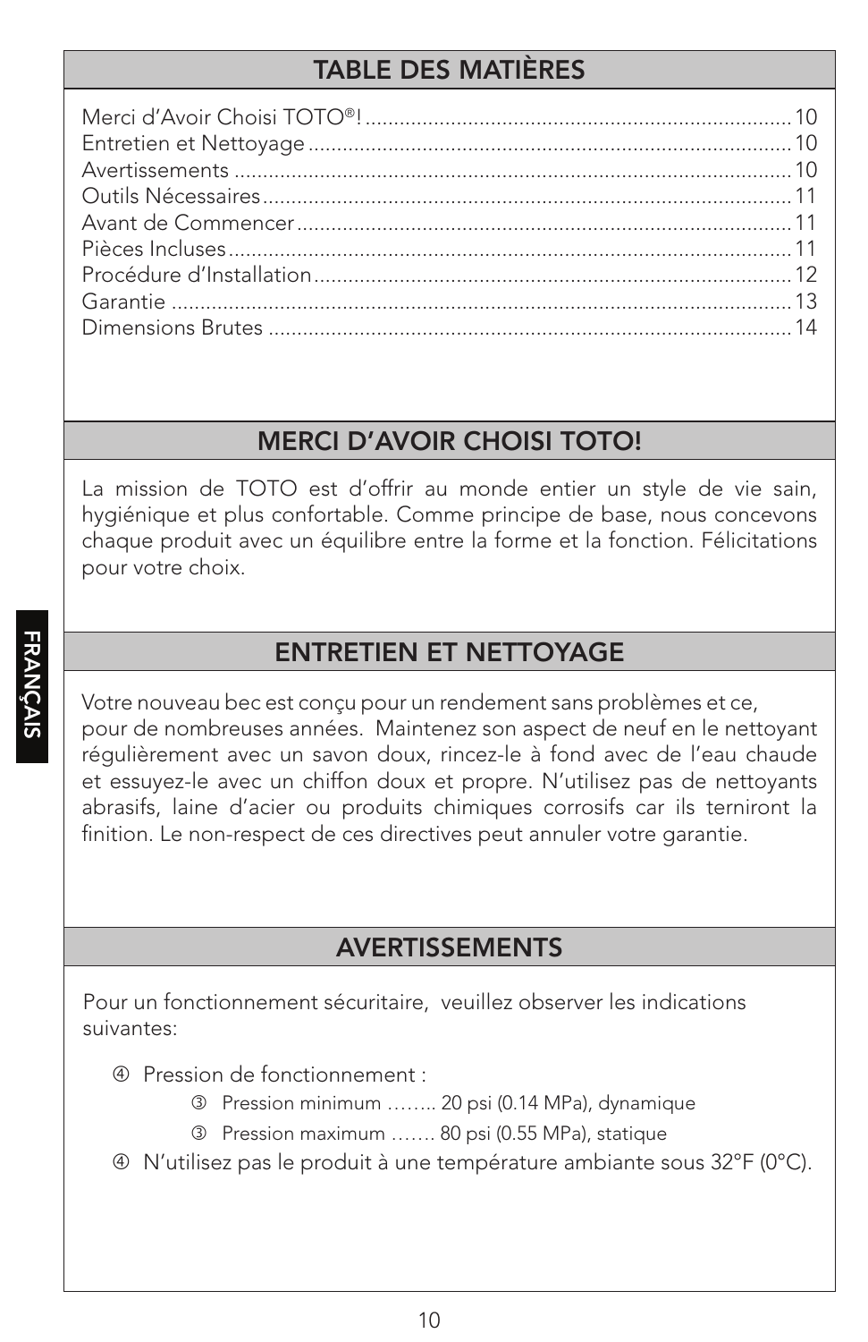## TABLE DES MATIÈRES

Merci d'Avoir Choisi TOTO®! .......... 10
Entretien et Nettoyage .......... 10
Avertissements .......... 10
Outils Nécessaires .......... 11
Avant de Commencer .......... 11
Pièces Incluses .......... 11
Procédure d'Installation .......... 12
Garantie .......... 13
Dimensions Brutes .......... 14

## MERCI D'AVOIR CHOISI TOTO!

La mission de TOTO est d'offrir au monde entier un style de vie sain, hygiénique et plus confortable. Comme principe de base, nous concevons chaque produit avec un équilibre entre la forme et la fonction. Félicitations pour votre choix.

## ENTRETIEN ET NETTOYAGE

Votre nouveau bec est conçu pour un rendement sans problèmes et ce, pour de nombreuses années. Maintenez son aspect de neuf en le nettoyant régulièrement avec un savon doux, rincez-le à fond avec de l'eau chaude et essuyez-le avec un chiffon doux et propre. N'utilisez pas de nettoyants abrasifs, laine d'acier ou produits chimiques corrosifs car ils terniront la finition. Le non-respect de ces directives peut annuler votre garantie.

## AVERTISSEMENTS

Pour un fonctionnement sécuritaire, veuillez observer les indications suivantes:

- Pression de fonctionnement :
  - Pression minimum …….. 20 psi (0.14 MPa), dynamique
  - Pression maximum ……. 80 psi (0.55 MPa), statique
- N'utilisez pas le produit à une température ambiante sous 32°F (0°C).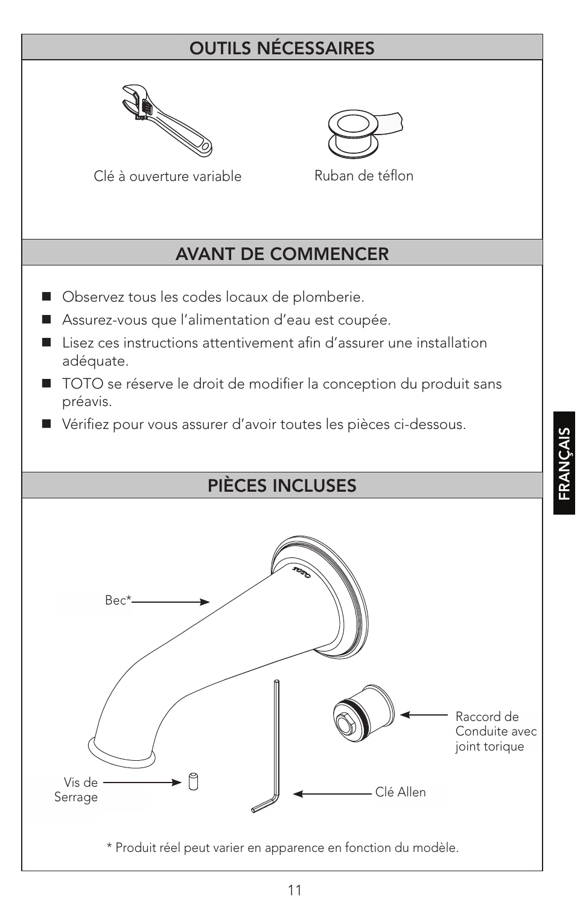## OUTILS NÉCESSAIRES

Clé à ouverture variable

Ruban de téflon

## AVANT DE COMMENCER

- Observez tous les codes locaux de plomberie.
- Assurez-vous que l'alimentation d'eau est coupée.
- Lisez ces instructions attentivement afin d'assurer une installation adéquate.
- TOTO se réserve le droit de modifier la conception du produit sans préavis.
- Vérifiez pour vous assurer d'avoir toutes les pièces ci-dessous.

## PIÈCES INCLUSES

Bec*

Raccord de Conduite avec joint torique

Vis de Serrage

Clé Allen

\* Produit réel peut varier en apparence en fonction du modèle.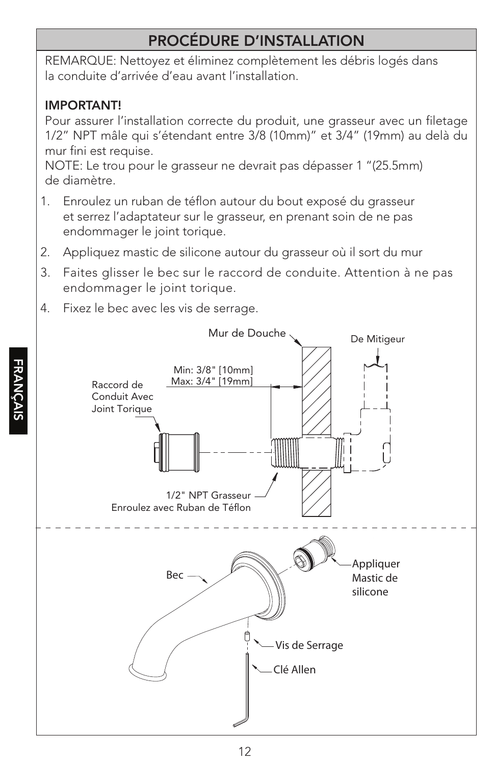## PROCÉDURE D'INSTALLATION

REMARQUE: Nettoyez et éliminez complètement les débris logés dans la conduite d'arrivée d'eau avant l'installation.

**IMPORTANT!**
Pour assurer l'installation correcte du produit, une grasseur avec un filetage 1/2" NPT mâle qui s'étendant entre 3/8 (10mm)" et 3/4" (19mm) au delà du mur fini est requise.
NOTE: Le trou pour le grasseur ne devrait pas dépasser 1 "(25.5mm) de diamètre.

1. Enroulez un ruban de téflon autour du bout exposé du grasseur et serrez l'adaptateur sur le grasseur, en prenant soin de ne pas endommager le joint torique.
2. Appliquez mastic de silicone autour du grasseur où il sort du mur
3. Faites glisser le bec sur le raccord de conduite. Attention à ne pas endommager le joint torique.
4. Fixez le bec avec les vis de serrage.

Mur de Douche

De Mitigeur

Min: 3/8" [10mm]
Max: 3/4" [19mm]

Raccord de Conduit Avec Joint Torique

1/2" NPT Grasseur
Enroulez avec Ruban de Téflon

Bec

Appliquer Mastic de silicone

Vis de Serrage

Clé Allen

FRANÇAIS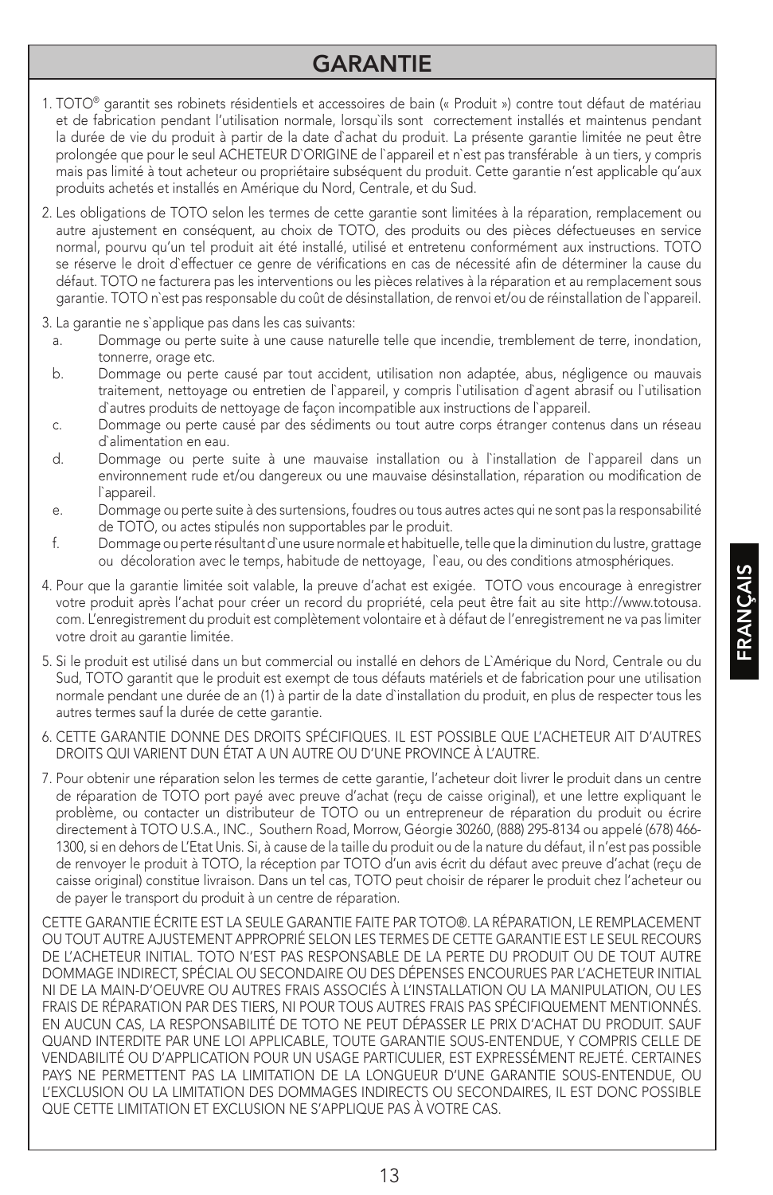# GARANTIE

1. TOTO® garantit ses robinets résidentiels et accessoires de bain (« Produit ») contre tout défaut de matériau et de fabrication pendant l'utilisation normale, lorsqu`ils sont correctement installés et maintenus pendant la durée de vie du produit à partir de la date d`achat du produit. La présente garantie limitée ne peut être prolongée que pour le seul ACHETEUR D`ORIGINE de l`appareil et n`est pas transférable à un tiers, y compris mais pas limité à tout acheteur ou propriétaire subséquent du produit. Cette garantie n'est applicable qu'aux produits achetés et installés en Amérique du Nord, Centrale, et du Sud.

2. Les obligations de TOTO selon les termes de cette garantie sont limitées à la réparation, remplacement ou autre ajustement en conséquent, au choix de TOTO, des produits ou des pièces défectueuses en service normal, pourvu qu'un tel produit ait été installé, utilisé et entretenu conformément aux instructions. TOTO se réserve le droit d`effectuer ce genre de vérifications en cas de nécessité afin de déterminer la cause du défaut. TOTO ne facturera pas les interventions ou les pièces relatives à la réparation et au remplacement sous garantie. TOTO n`est pas responsable du coût de désinstallation, de renvoi et/ou de réinstallation de l`appareil.

3. La garantie ne s`applique pas dans les cas suivants:
   a. Dommage ou perte suite à une cause naturelle telle que incendie, tremblement de terre, inondation, tonnerre, orage etc.
   b. Dommage ou perte causé par tout accident, utilisation non adaptée, abus, négligence ou mauvais traitement, nettoyage ou entretien de l`appareil, y compris l`utilisation d`agent abrasif ou l`utilisation d`autres produits de nettoyage de façon incompatible aux instructions de l`appareil.
   c. Dommage ou perte causé par des sédiments ou tout autre corps étranger contenus dans un réseau d`alimentation en eau.
   d. Dommage ou perte suite à une mauvaise installation ou à l`installation de l`appareil dans un environnement rude et/ou dangereux ou une mauvaise désinstallation, réparation ou modification de l`appareil.
   e. Dommage ou perte suite à des surtensions, foudres ou tous autres actes qui ne sont pas la responsabilité de TOTO, ou actes stipulés non supportables par le produit.
   f. Dommage ou perte résultant d`une usure normale et habituelle, telle que la diminution du lustre, grattage ou décoloration avec le temps, habitude de nettoyage, l`eau, ou des conditions atmosphériques.

4. Pour que la garantie limitée soit valable, la preuve d'achat est exigée. TOTO vous encourage à enregistrer votre produit après l'achat pour créer un record du propriété, cela peut être fait au site http://www.totousa.com. L'enregistrement du produit est complètement volontaire et à défaut de l'enregistrement ne va pas limiter votre droit au garantie limitée.

5. Si le produit est utilisé dans un but commercial ou installé en dehors de L`Amérique du Nord, Centrale ou du Sud, TOTO garantit que le produit est exempt de tous défauts matériels et de fabrication pour une utilisation normale pendant une durée de an (1) à partir de la date d`installation du produit, en plus de respecter tous les autres termes sauf la durée de cette garantie.

6. CETTE GARANTIE DONNE DES DROITS SPÉCIFIQUES. IL EST POSSIBLE QUE L'ACHETEUR AIT D'AUTRES DROITS QUI VARIENT DUN ÉTAT A UN AUTRE OU D'UNE PROVINCE À L'AUTRE.

7. Pour obtenir une réparation selon les termes de cette garantie, l'acheteur doit livrer le produit dans un centre de réparation de TOTO port payé avec preuve d'achat (reçu de caisse original), et une lettre expliquant le problème, ou contacter un distributeur de TOTO ou un entrepreneur de réparation du produit ou écrire directement à TOTO U.S.A., INC., Southern Road, Morrow, Géorgie 30260, (888) 295-8134 ou appelé (678) 466-1300, si en dehors de L'Etat Unis. Si, à cause de la taille du produit ou de la nature du défaut, il n'est pas possible de renvoyer le produit à TOTO, la réception par TOTO d'un avis écrit du défaut avec preuve d'achat (reçu de caisse original) constitue livraison. Dans un tel cas, TOTO peut choisir de réparer le produit chez l'acheteur ou de payer le transport du produit à un centre de réparation.

CETTE GARANTIE ÉCRITE EST LA SEULE GARANTIE FAITE PAR TOTO®. LA RÉPARATION, LE REMPLACEMENT OU TOUT AUTRE AJUSTEMENT APPROPRIÉ SELON LES TERMES DE CETTE GARANTIE EST LE SEUL RECOURS DE L'ACHETEUR INITIAL. TOTO N'EST PAS RESPONSABLE DE LA PERTE DU PRODUIT OU DE TOUT AUTRE DOMMAGE INDIRECT, SPÉCIAL OU SECONDAIRE OU DES DÉPENSES ENCOURUES PAR L'ACHETEUR INITIAL NI DE LA MAIN-D'OEUVRE OU AUTRES FRAIS ASSOCIÉS À L'INSTALLATION OU LA MANIPULATION, OU LES FRAIS DE RÉPARATION PAR DES TIERS, NI POUR TOUS AUTRES FRAIS PAS SPÉCIFIQUEMENT MENTIONNÉS. EN AUCUN CAS, LA RESPONSABILITÉ DE TOTO NE PEUT DÉPASSER LE PRIX D'ACHAT DU PRODUIT. SAUF QUAND INTERDITE PAR UNE LOI APPLICABLE, TOUTE GARANTIE SOUS-ENTENDUE, Y COMPRIS CELLE DE VENDABILITÉ OU D'APPLICATION POUR UN USAGE PARTICULIER, EST EXPRESSÉMENT REJETÉ. CERTAINES PAYS NE PERMETTENT PAS LA LIMITATION DE LA LONGUEUR D'UNE GARANTIE SOUS-ENTENDUE, OU L'EXCLUSION OU LA LIMITATION DES DOMMAGES INDIRECTS OU SECONDAIRES, IL EST DONC POSSIBLE QUE CETTE LIMITATION ET EXCLUSION NE S'APPLIQUE PAS À VOTRE CAS.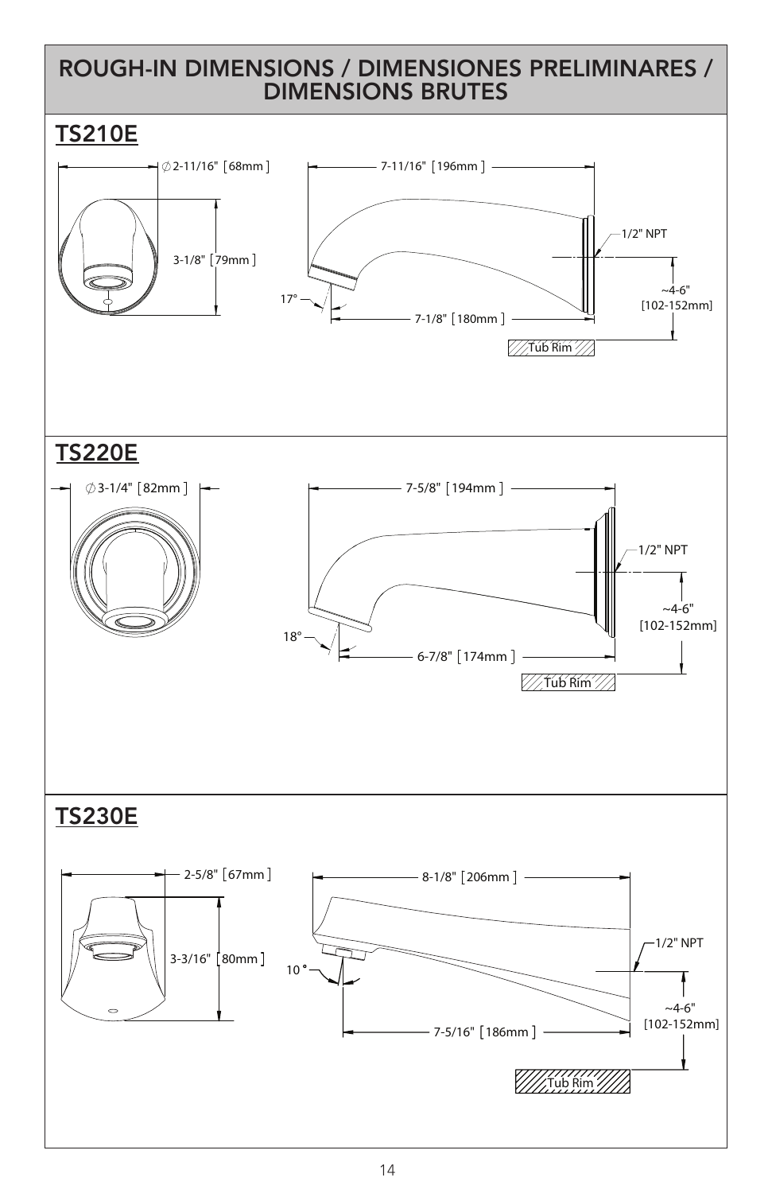# ROUGH-IN DIMENSIONS / DIMENSIONES PRELIMINARES / DIMENSIONS BRUTES

## TS210E

∅2-11/16" [68mm]

3-1/8" [79mm]

7-11/16" [196mm]

1/2" NPT

17°

7-1/8" [180mm]

~4-6" [102-152mm]

Tub Rim

## TS220E

∅3-1/4" [82mm]

7-5/8" [194mm]

1/2" NPT

18°

6-7/8" [174mm]

~4-6" [102-152mm]

Tub Rim

## TS230E

2-5/8" [67mm]

3-3/16" [80mm]

8-1/8" [206mm]

1/2" NPT

10°

7-5/16" [186mm]

~4-6" [102-152mm]

Tub Rim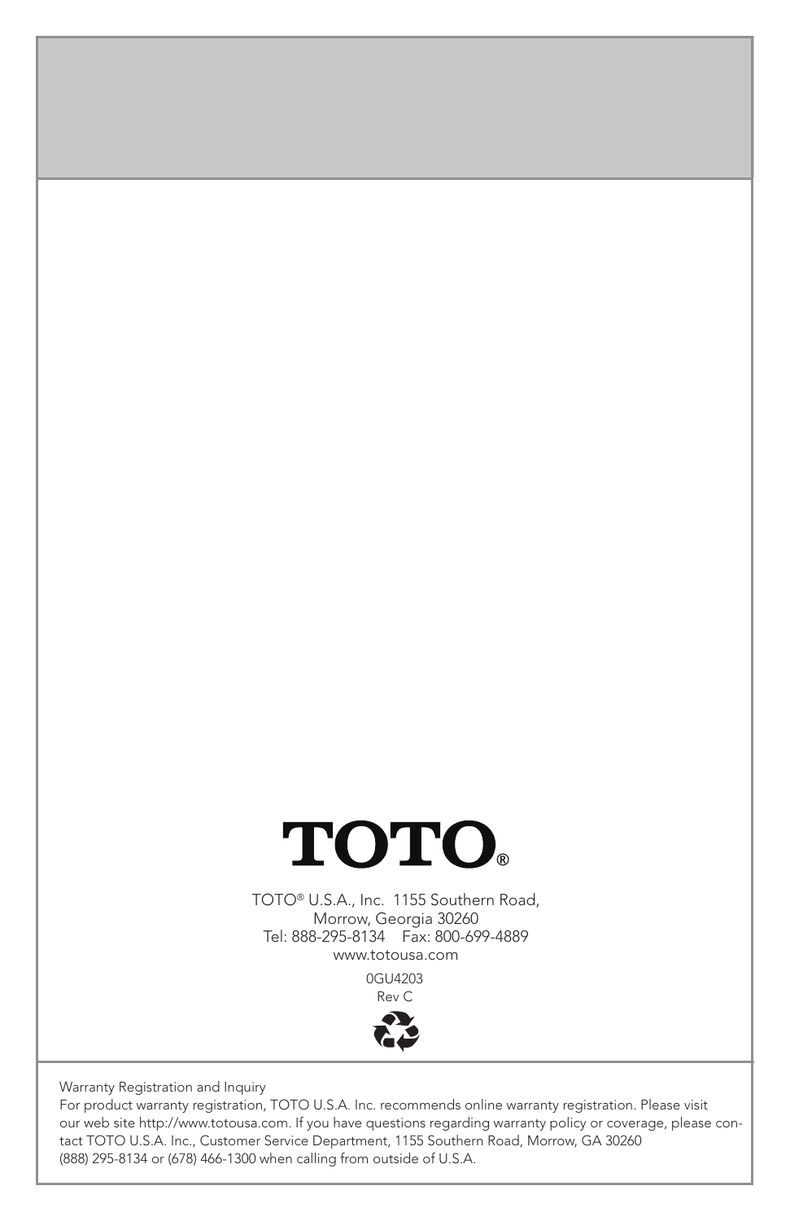TOTO®

TOTO® U.S.A., Inc. 1155 Southern Road,
Morrow, Georgia 30260
Tel: 888-295-8134 Fax: 800-699-4889
www.totousa.com

0GU4203
Rev C

Warranty Registration and Inquiry

For product warranty registration, TOTO U.S.A. Inc. recommends online warranty registration. Please visit our web site http://www.totousa.com. If you have questions regarding warranty policy or coverage, please contact TOTO U.S.A. Inc., Customer Service Department, 1155 Southern Road, Morrow, GA 30260 (888) 295-8134 or (678) 466-1300 when calling from outside of U.S.A.